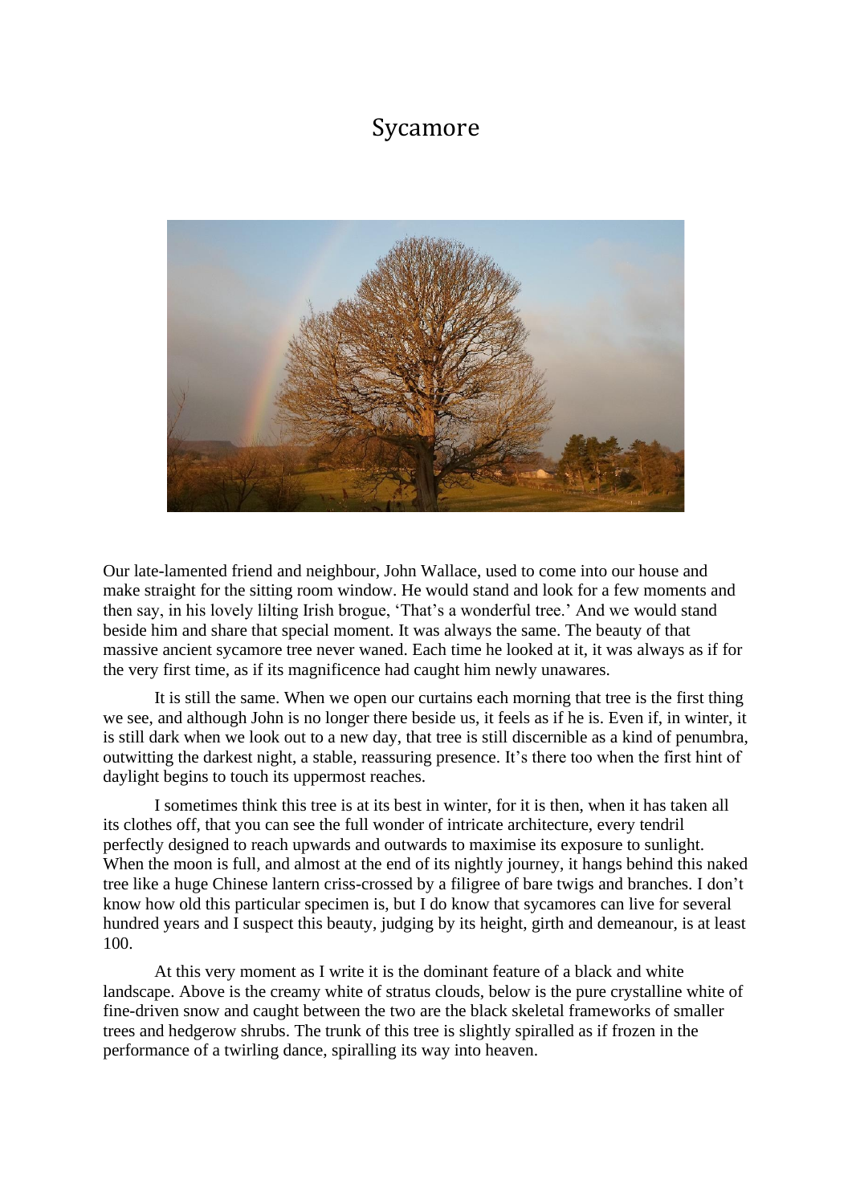# Sycamore

Our late-lamented friend and neighbour, John Wallace, used to come into our house and make straight for the sitting room window. He would stand and look for a few moments and then say, in his lovely lilting Irish brogue, 'That's a wonderful tree.' And we would stand beside him and share that special moment. It was always the same. The beauty of that massive ancient sycamore tree never waned. Each time he looked at it, it was always as if for the very first time, as if its magnificence had caught him newly unawares.

It is still the same. When we open our curtains each morning that tree is the first thing we see, and although John is no longer there beside us, it feels as if he is. Even if, in winter, it is still dark when we look out to a new day, that tree is still discernible as a kind of penumbra, outwitting the darkest night, a stable, reassuring presence. It's there too when the first hint of daylight begins to touch its uppermost reaches.

I sometimes think this tree is at its best in winter, for it is then, when it has taken all its clothes off, that you can see the full wonder of intricate architecture, every tendril perfectly designed to reach upwards and outwards to maximise its exposure to sunlight. When the moon is full, and almost at the end of its nightly journey, it hangs behind this naked tree like a huge Chinese lantern criss-crossed by a filigree of bare twigs and branches. I don't know how old this particular specimen is, but I do know that sycamores can live for several hundred years and I suspect this beauty, judging by its height, girth and demeanour, is at least 100.

At this very moment as I write it is the dominant feature of a black and white landscape. Above is the creamy white of stratus clouds, below is the pure crystalline white of fine-driven snow and caught between the two are the black skeletal frameworks of smaller trees and hedgerow shrubs. The trunk of this tree is slightly spiralled as if frozen in the performance of a twirling dance, spiralling its way into heaven.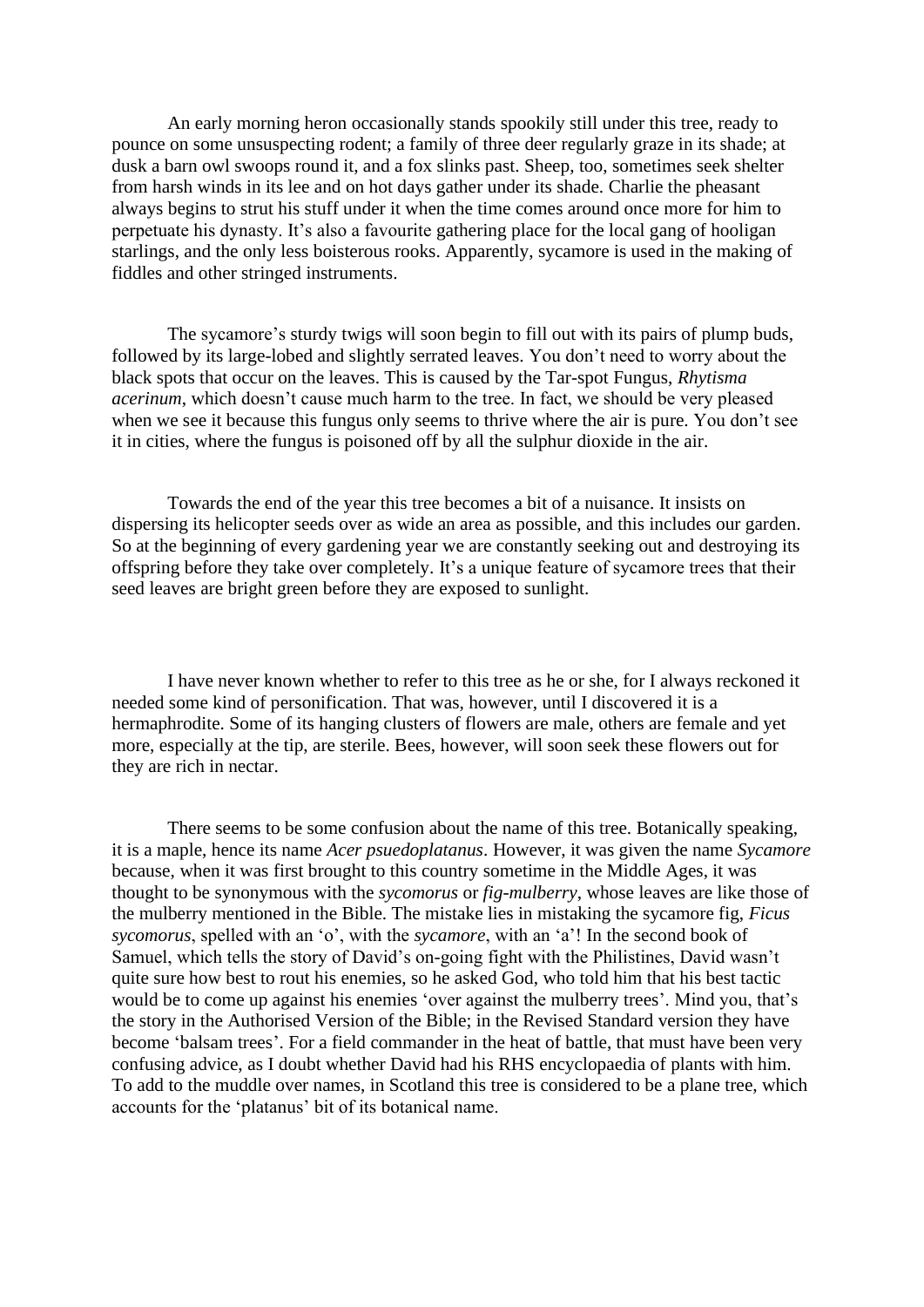An early morning heron occasionally stands spookily still under this tree, ready to pounce on some unsuspecting rodent; a family of three deer regularly graze in its shade; at dusk a barn owl swoops round it, and a fox slinks past. Sheep, too, sometimes seek shelter from harsh winds in its lee and on hot days gather under its shade. Charlie the pheasant always begins to strut his stuff under it when the time comes around once more for him to perpetuate his dynasty. It's also a favourite gathering place for the local gang of hooligan starlings, and the only less boisterous rooks. Apparently, sycamore is used in the making of fiddles and other stringed instruments.

The sycamore's sturdy twigs will soon begin to fill out with its pairs of plump buds, followed by its large-lobed and slightly serrated leaves. You don't need to worry about the black spots that occur on the leaves. This is caused by the Tar-spot Fungus, *Rhytisma acerinum*, which doesn't cause much harm to the tree. In fact, we should be very pleased when we see it because this fungus only seems to thrive where the air is pure. You don't see it in cities, where the fungus is poisoned off by all the sulphur dioxide in the air.

Towards the end of the year this tree becomes a bit of a nuisance. It insists on dispersing its helicopter seeds over as wide an area as possible, and this includes our garden. So at the beginning of every gardening year we are constantly seeking out and destroying its offspring before they take over completely. It's a unique feature of sycamore trees that their seed leaves are bright green before they are exposed to sunlight.

I have never known whether to refer to this tree as he or she, for I always reckoned it needed some kind of personification. That was, however, until I discovered it is a hermaphrodite. Some of its hanging clusters of flowers are male, others are female and yet more, especially at the tip, are sterile. Bees, however, will soon seek these flowers out for they are rich in nectar.

There seems to be some confusion about the name of this tree. Botanically speaking, it is a maple, hence its name *Acer psuedoplatanus*. However, it was given the name *Sycamore* because, when it was first brought to this country sometime in the Middle Ages, it was thought to be synonymous with the *sycomorus* or *fig-mulberry*, whose leaves are like those of the mulberry mentioned in the Bible. The mistake lies in mistaking the sycamore fig, *Ficus sycomorus*, spelled with an 'o', with the *sycamore*, with an 'a'! In the second book of Samuel, which tells the story of David's on-going fight with the Philistines, David wasn't quite sure how best to rout his enemies, so he asked God, who told him that his best tactic would be to come up against his enemies 'over against the mulberry trees'. Mind you, that's the story in the Authorised Version of the Bible; in the Revised Standard version they have become 'balsam trees'. For a field commander in the heat of battle, that must have been very confusing advice, as I doubt whether David had his RHS encyclopaedia of plants with him. To add to the muddle over names, in Scotland this tree is considered to be a plane tree, which accounts for the 'platanus' bit of its botanical name.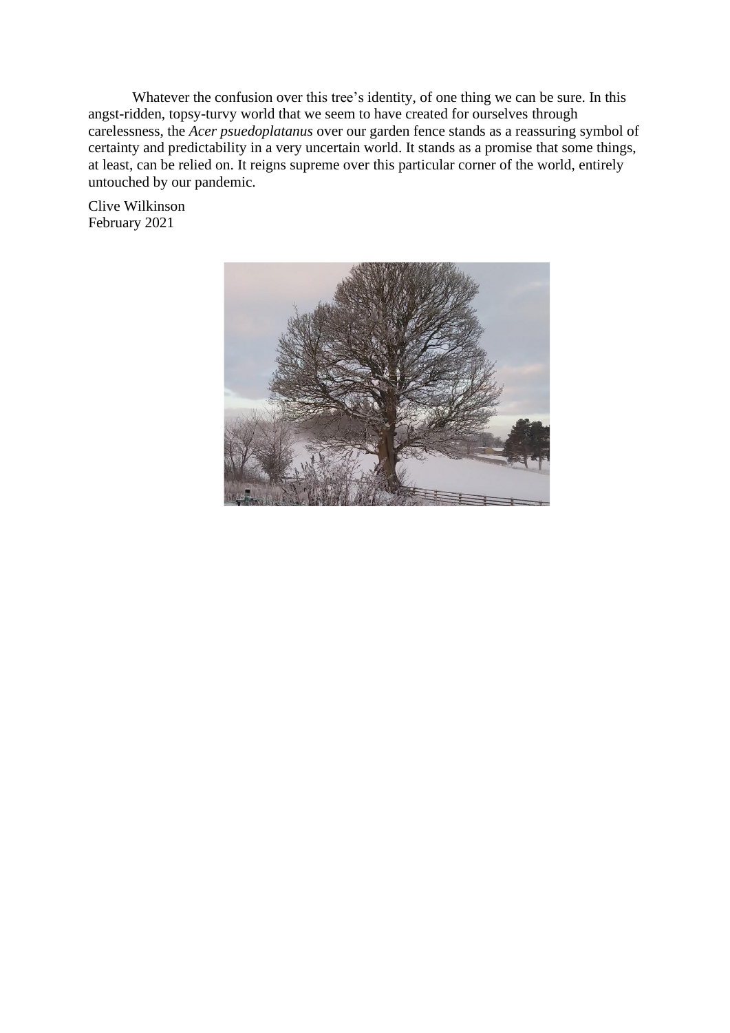Whatever the confusion over this tree's identity, of one thing we can be sure. In this angst-ridden, topsy-turvy world that we seem to have created for ourselves through carelessness, the *Acer psuedoplatanus* over our garden fence stands as a reassuring symbol of certainty and predictability in a very uncertain world. It stands as a promise that some things, at least, can be relied on. It reigns supreme over this particular corner of the world, entirely untouched by our pandemic.

Clive Wilkinson  
February 2021